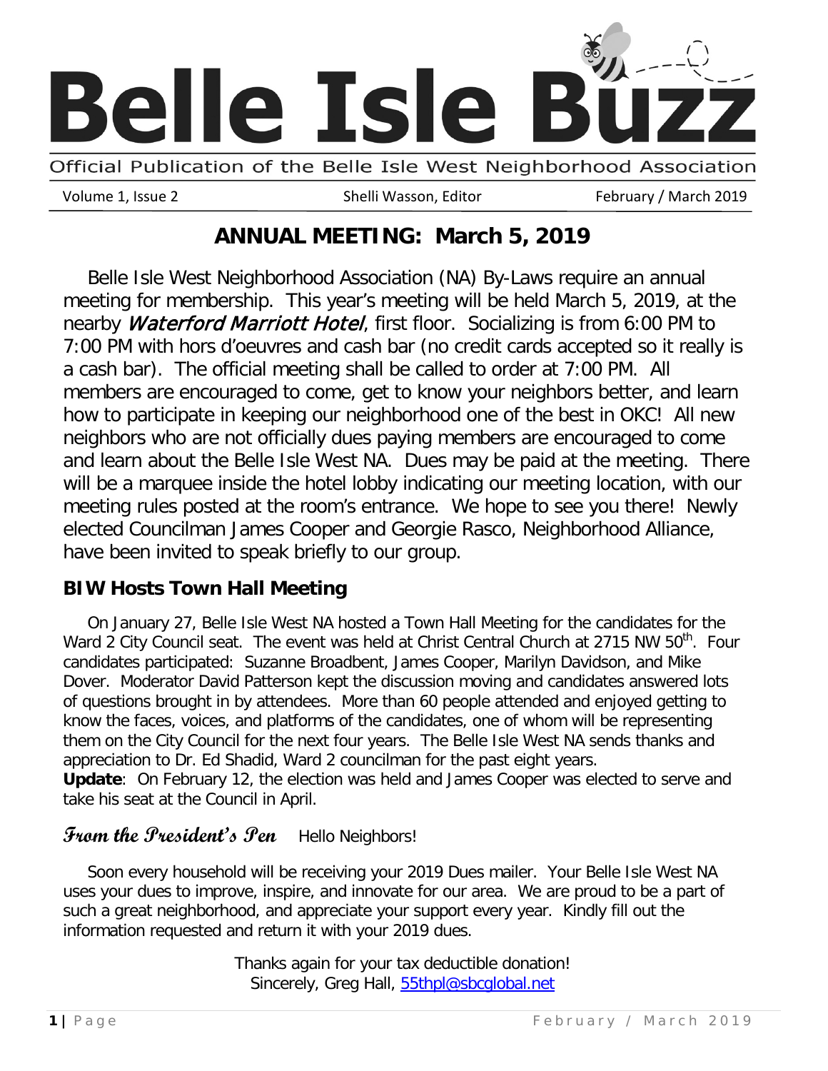# Belle Isle Buzz

Official Publication of the Belle Isle West Neighborhood Association

Volume 1, Issue 2 | Shelli Wasson, Editor | February / March 2019

## ANNUAL MEETING: March 5, 2019

Belle Isle West Neighborhood Association (NA) By-Laws require an annual meeting for membership. This year's meeting will be held March 5, 2019, at the nearby *Waterford Marriott Hotel*, first floor. Socializing is from 6:00 PM to 7:00 PM with hors d'oeuvres and cash bar (no credit cards accepted so it really is a cash bar). The official meeting shall be called to order at 7:00 PM. All members are encouraged to come, get to know your neighbors better, and learn how to participate in keeping our neighborhood one of the best in OKC! All new neighbors who are not officially dues paying members are encouraged to come and learn about the Belle Isle West NA. Dues may be paid at the meeting. There will be a marquee inside the hotel lobby indicating our meeting location, with our meeting rules posted at the room's entrance. We hope to see you there! Newly elected Councilman James Cooper and Georgie Rasco, Neighborhood Alliance, have been invited to speak briefly to our group.

### BIW Hosts Town Hall Meeting

On January 27, Belle Isle West NA hosted a Town Hall Meeting for the candidates for the Ward 2 City Council seat. The event was held at Christ Central Church at 2715 NW 50th. Four candidates participated: Suzanne Broadbent, James Cooper, Marilyn Davidson, and Mike Dover. Moderator David Patterson kept the discussion moving and candidates answered lots of questions brought in by attendees. More than 60 people attended and enjoyed getting to know the faces, voices, and platforms of the candidates, one of whom will be representing them on the City Council for the next four years. The Belle Isle West NA sends thanks and appreciation to Dr. Ed Shadid, Ward 2 councilman for the past eight years.

**Update**: On February 12, the election was held and James Cooper was elected to serve and take his seat at the Council in April.

### From the President's Pen

Hello Neighbors!

Soon every household will be receiving your 2019 Dues mailer. Your Belle Isle West NA uses your dues to improve, inspire, and innovate for our area. We are proud to be a part of such a great neighborhood, and appreciate your support every year. Kindly fill out the information requested and return it with your 2019 dues.

Thanks again for your tax deductible donation!
Sincerely, Greg Hall, 55thpl@sbcglobal.net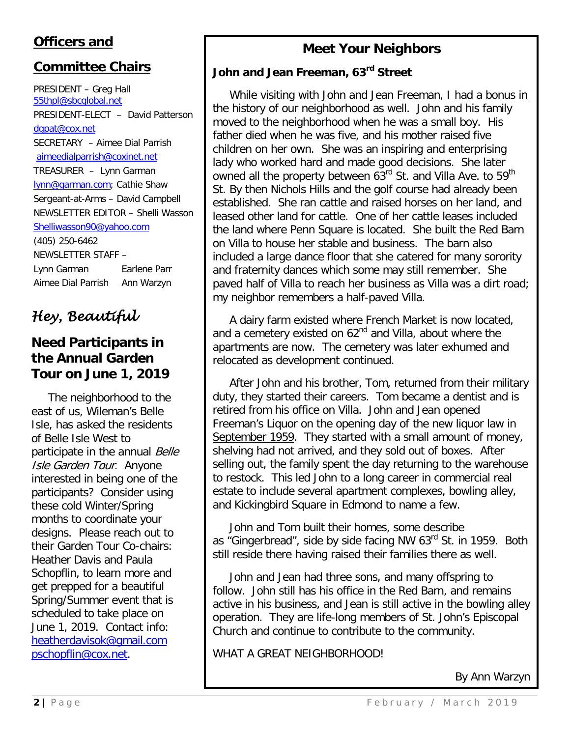## Officers and Committee Chairs

PRESIDENT – Greg Hall
55thpl@sbcglobal.net

PRESIDENT-ELECT – David Patterson
dgpat@cox.net

SECRETARY – Aimee Dial Parrish
aimeedialparrish@coxinet.net

TREASURER – Lynn Garman
lynn@garman.com; Cathie Shaw

Sergeant-at-Arms – David Campbell

NEWSLETTER EDITOR – Shelli Wasson
Shelliwasson90@yahoo.com
(405) 250-6462

NEWSLETTER STAFF –
Lynn Garman, Earlene Parr, Aimee Dial Parrish, Ann Warzyn

## *Hey, Beautiful*

### Need Participants in the Annual Garden Tour on June 1, 2019

The neighborhood to the east of us, Wileman's Belle Isle, has asked the residents of Belle Isle West to participate in the annual *Belle Isle Garden Tour*. Anyone interested in being one of the participants? Consider using these cold Winter/Spring months to coordinate your designs. Please reach out to their Garden Tour Co-chairs: Heather Davis and Paula Schopflin, to learn more and get prepped for a beautiful Spring/Summer event that is scheduled to take place on June 1, 2019. Contact info:
heatherdavisok@gmail.com
pschopflin@cox.net.

## Meet Your Neighbors

### John and Jean Freeman, 63rd Street

While visiting with John and Jean Freeman, I had a bonus in the history of our neighborhood as well. John and his family moved to the neighborhood when he was a small boy. His father died when he was five, and his mother raised five children on her own. She was an inspiring and enterprising lady who worked hard and made good decisions. She later owned all the property between 63rd St. and Villa Ave. to 59th St. By then Nichols Hills and the golf course had already been established. She ran cattle and raised horses on her land, and leased other land for cattle. One of her cattle leases included the land where Penn Square is located. She built the Red Barn on Villa to house her stable and business. The barn also included a large dance floor that she catered for many sorority and fraternity dances which some may still remember. She paved half of Villa to reach her business as Villa was a dirt road; my neighbor remembers a half-paved Villa.

A dairy farm existed where French Market is now located, and a cemetery existed on 62nd and Villa, about where the apartments are now. The cemetery was later exhumed and relocated as development continued.

After John and his brother, Tom, returned from their military duty, they started their careers. Tom became a dentist and is retired from his office on Villa. John and Jean opened Freeman's Liquor on the opening day of the new liquor law in September 1959. They started with a small amount of money, shelving had not arrived, and they sold out of boxes. After selling out, the family spent the day returning to the warehouse to restock. This led John to a long career in commercial real estate to include several apartment complexes, bowling alley, and Kickingbird Square in Edmond to name a few.

John and Tom built their homes, some describe as "Gingerbread", side by side facing NW 63rd St. in 1959. Both still reside there having raised their families there as well.

John and Jean had three sons, and many offspring to follow. John still has his office in the Red Barn, and remains active in his business, and Jean is still active in the bowling alley operation. They are life-long members of St. John's Episcopal Church and continue to contribute to the community.

WHAT A GREAT NEIGHBORHOOD!

By Ann Warzyn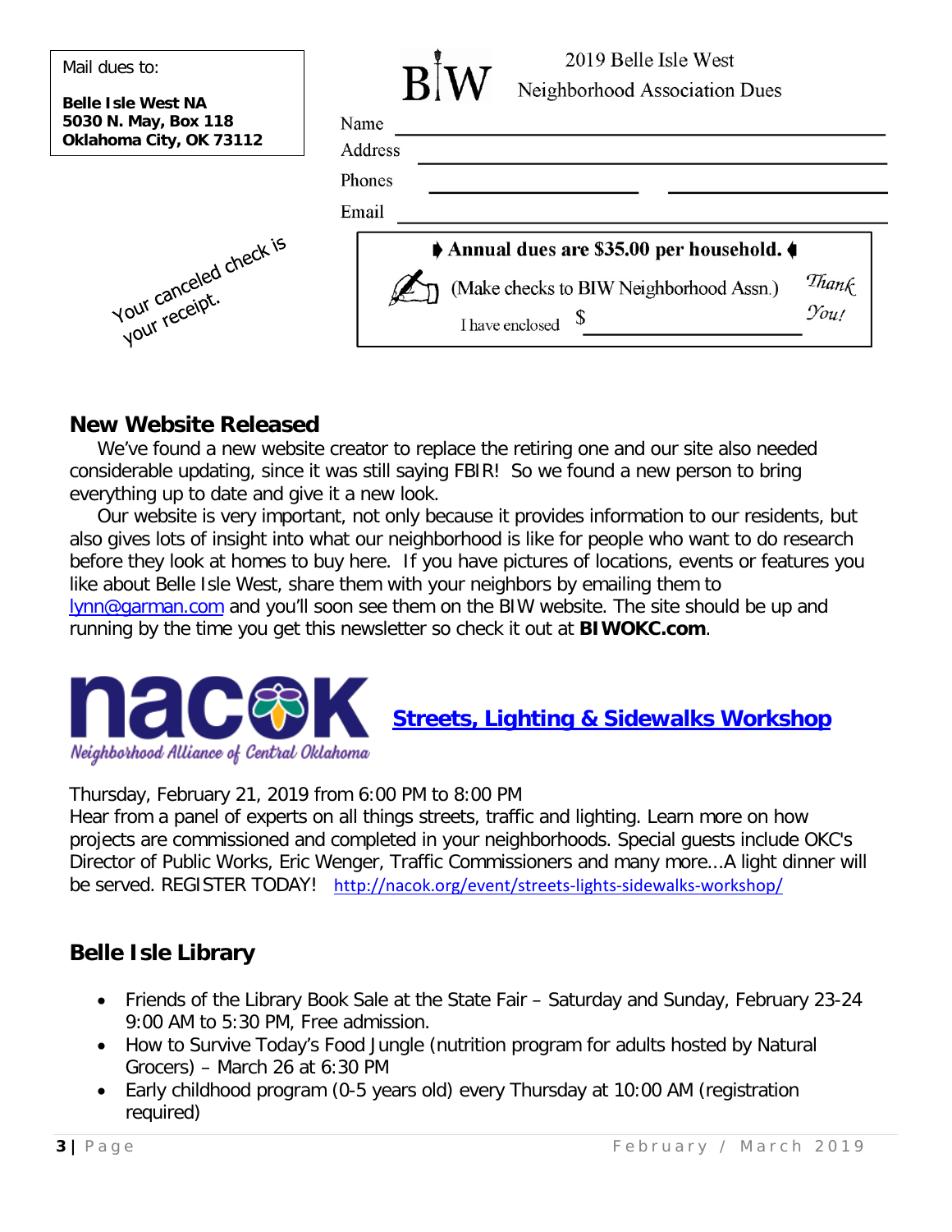Mail dues to:

**Belle Isle West NA**
**5030 N. May, Box 118**
**Oklahoma City, OK 73112**

Your canceled check is your receipt.

BIW 2019 Belle Isle West Neighborhood Association Dues

Name ______________________________

Address ______________________________

Phones ______________ ______________

Email ______________________________

**Annual dues are $35.00 per household.**

(Make checks to BIW Neighborhood Assn.)

I have enclosed $ ______________

*Thank You!*

## New Website Released

We've found a new website creator to replace the retiring one and our site also needed considerable updating, since it was still saying FBIR! So we found a new person to bring everything up to date and give it a new look.

Our website is very important, not only because it provides information to our residents, but also gives lots of insight into what our neighborhood is like for people who want to do research before they look at homes to buy here. If you have pictures of locations, events or features you like about Belle Isle West, share them with your neighbors by emailing them to lynn@garman.com and you'll soon see them on the BIW website. The site should be up and running by the time you get this newsletter so check it out at **BIWOKC.com**.

nacok Neighborhood Alliance of Central Oklahoma

## Streets, Lighting & Sidewalks Workshop

Thursday, February 21, 2019 from 6:00 PM to 8:00 PM
Hear from a panel of experts on all things streets, traffic and lighting. Learn more on how projects are commissioned and completed in your neighborhoods. Special guests include OKC's Director of Public Works, Eric Wenger, Traffic Commissioners and many more...A light dinner will be served. REGISTER TODAY! http://nacok.org/event/streets-lights-sidewalks-workshop/

## Belle Isle Library

- Friends of the Library Book Sale at the State Fair – Saturday and Sunday, February 23-24 9:00 AM to 5:30 PM, Free admission.
- How to Survive Today's Food Jungle (nutrition program for adults hosted by Natural Grocers) – March 26 at 6:30 PM
- Early childhood program (0-5 years old) every Thursday at 10:00 AM (registration required)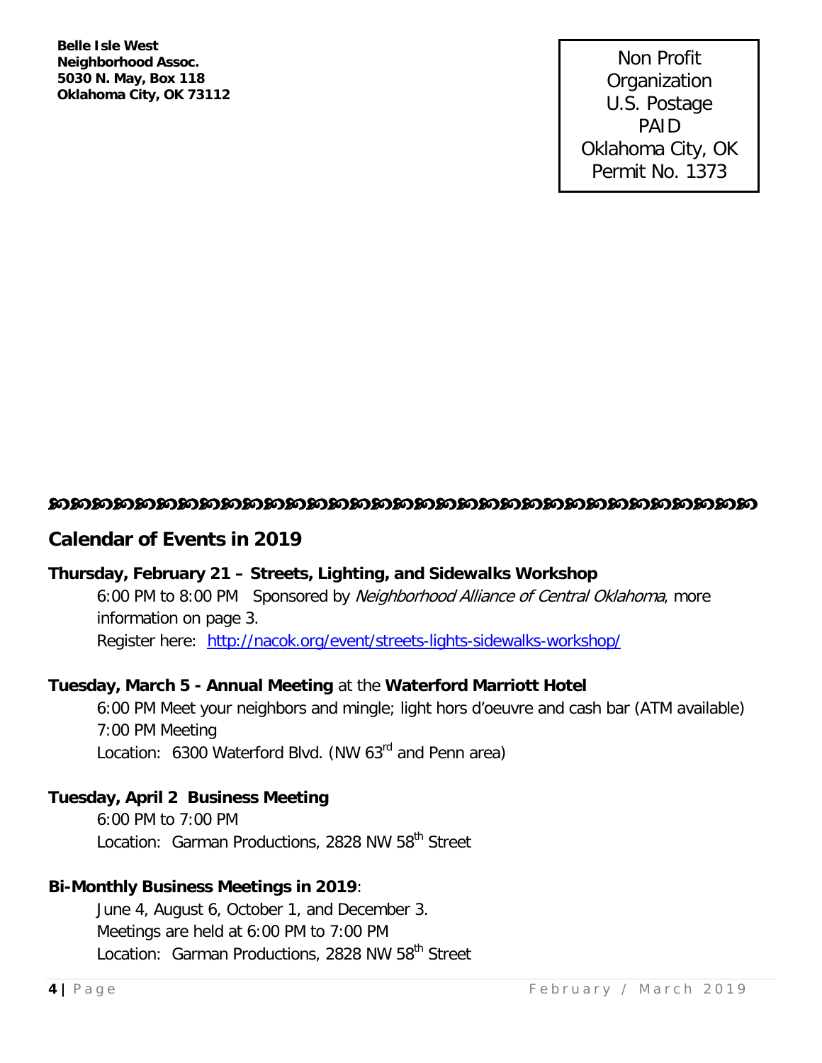**Belle Isle West**
**Neighborhood Assoc.**
**5030 N. May, Box 118**
**Oklahoma City, OK 73112**

Non Profit
Organization
U.S. Postage
PAID
Oklahoma City, OK
Permit No. 1373

## Calendar of Events in 2019

**Thursday, February 21 – Streets, Lighting, and Sidewalks Workshop**

6:00 PM to 8:00 PM Sponsored by *Neighborhood Alliance of Central Oklahoma*, more information on page 3.
Register here: http://nacok.org/event/streets-lights-sidewalks-workshop/

**Tuesday, March 5 - Annual Meeting** at the **Waterford Marriott Hotel**

6:00 PM Meet your neighbors and mingle; light hors d'oeuvre and cash bar (ATM available)
7:00 PM Meeting
Location: 6300 Waterford Blvd. (NW 63rd and Penn area)

**Tuesday, April 2 Business Meeting**

6:00 PM to 7:00 PM
Location: Garman Productions, 2828 NW 58th Street

**Bi-Monthly Business Meetings in 2019**:

June 4, August 6, October 1, and December 3.
Meetings are held at 6:00 PM to 7:00 PM
Location: Garman Productions, 2828 NW 58th Street